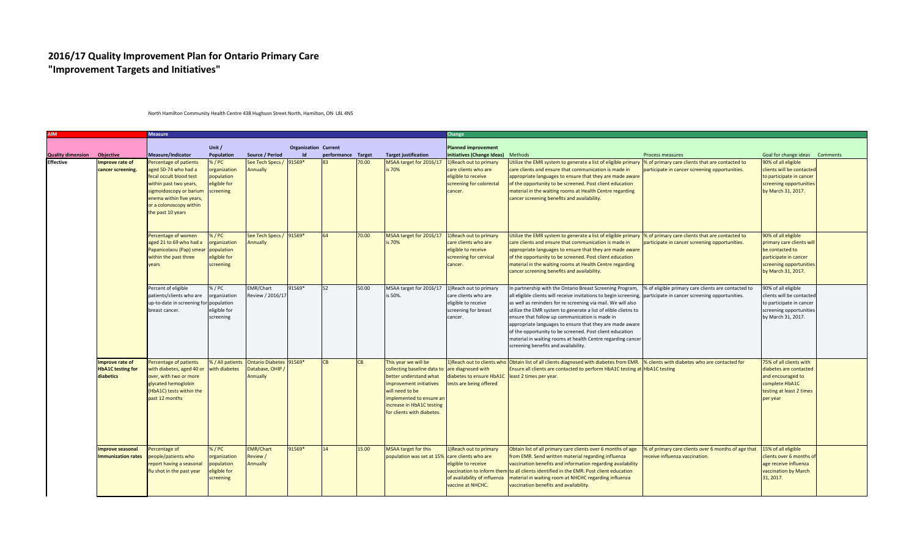# 2016/17 Quality Improvement Plan for Ontario Primary Care
# "Improvement Targets and Initiatives"

North Hamilton Community Health Centre 438 Hughson Street North, Hamilton, ON L8L 4N5

| AIM | | Measure | | | | | | | Change | | | | |
|---|---|---|---|---|---|---|---|---|---|---|---|---|---|
| Quality dimension | Objective | Measure/Indicator | Unit / Population | Source / Period | Organization Id | Current performance | Target | Target justification | Planned improvement initiatives (Change Ideas) | Methods | Process measures | Goal for change ideas | Comments |
| Effective | Improve rate of cancer screening. | Percentage of patients aged 50-74 who had a fecal occult blood test within past two years, sigmoidoscopy or barium enema within five years, or a colonoscopy within the past 10 years | % / PC organization population eligible for screening | See Tech Specs / Annually | 91569* | 83 | 70.00 | MSAA target for 2016/17 is 70% | 1)Reach out to primary care clients who are eligible to receive screening for colorectal cancer. | Utilize the EMR system to generate a list of eligible primary care clients and ensure that communication is made in appropriate languages to ensure that they are made aware of the opportunity to be screened. Post client education material in the waiting rooms at Health Centre regarding cancer screening benefits and availability. | % of primary care clients that are contacted to participate in cancer screening opportunities. | 90% of all eligible clients will be contacted to participate in cancer screening opportunities by March 31, 2017. | |
| | | Percentage of women aged 21 to 69 who had a Papanicolaou (Pap) smear within the past three years | % / PC organization population eligible for screening | See Tech Specs / Annually | 91569* | 64 | 70.00 | MSAA target for 2016/17 is 70% | 1)Reach out to primary care clients who are eligible to receive screening for cervical cancer. | Utilize the EMR system to generate a list of eligible primary care clients and ensure that communication is made in appropriate languages to ensure that they are made aware of the opportunity to be screened. Post client education material in the waiting rooms at Health Centre regarding cancer screening benefits and availability. | % of primary care clients that are contacted to participate in cancer screening opportunities. | 90% of all eligible primary care clients will be contacted to participate in cancer screening opportunities by March 31, 2017. | |
| | | Percent of eligible patients/clients who are up-to-date in screening for breast cancer. | % / PC organization population eligible for screening | EMR/Chart Review / 2016/17 | 91569* | 52 | 50.00 | MSAA target for 2016/17 is 50%. | 1)Reach out to primary care clients who are eligible to receive screening for breast cancer. | In partnership with the Ontario Breast Screening Program, all eligible clients will receive invitations to begin screening, as well as reninders for re-screening via mail. We will also utilize the EMR system to generate a list of elible clietns to ensure that follow up communication is made in appropriate languages to ensure that they are made aware of the opportunity to be screened. Post client education material in waiting rooms at health Centre regarding cancer screening benefits and availability. | % of eligible primary care clients are contacted to participate in cancer screening opportunities. | 90% of all eligible clients will be contacted to participate in cancer screening opportunities by March 31, 2017. | |
| | Improve rate of HbA1C testing for diabetics | Percentage of patients with diabetes, aged 40 or over, with two or more glycated hemoglobin (HbA1C) tests within the past 12 months | % / All patients with diabetes | Ontario Diabetes Database, OHIP / Annually | 91569* | CB | CB | This year we will be collecting baseline data to better understand what improvement initiatives will need to be implemented to ensure an increase in HbA1C testing for clients with diabetes. | 1)Reach out to clients who are diagnosed with diabetes to ensure HbA1C tests are being offered | Obtain list of all clients diagnosed with diabetes from EMR. Ensure all clients are contacted to perform HbA1C testing at least 2 times per year. | % clients with diabetes who are contacted for HbA1C testing | 75% of all clients with diabetes are contacted and encouraged to complete HbA1C testing at least 2 times per year | |
| | Improve seasonal immunization rates | Percentage of people/patients who report having a seasonal flu shot in the past year | % / PC organization population eligible for screening | EMR/Chart Review / Annually | 91569* | 14 | 15.00 | MSAA target for this population was set at 15% | 1)Reach out to primary care clients who are eligible to receive vaccination to inform them of availability of influenza vaccine at NHCHC. | Obtain list of all primary care clients over 6 months of age from EMR. Send written material regarding influenza vaccination benefits and information regarding availability to all clients identified in the EMR. Post client education material in waiting room at NHCHC regarding influenza vaccination benefits and availability. | % of primary care clients over 6 months of age that receive influenza vaccination. | 15% of all eligible clients over 6 months of age receive influenza vaccination by March 31, 2017. | |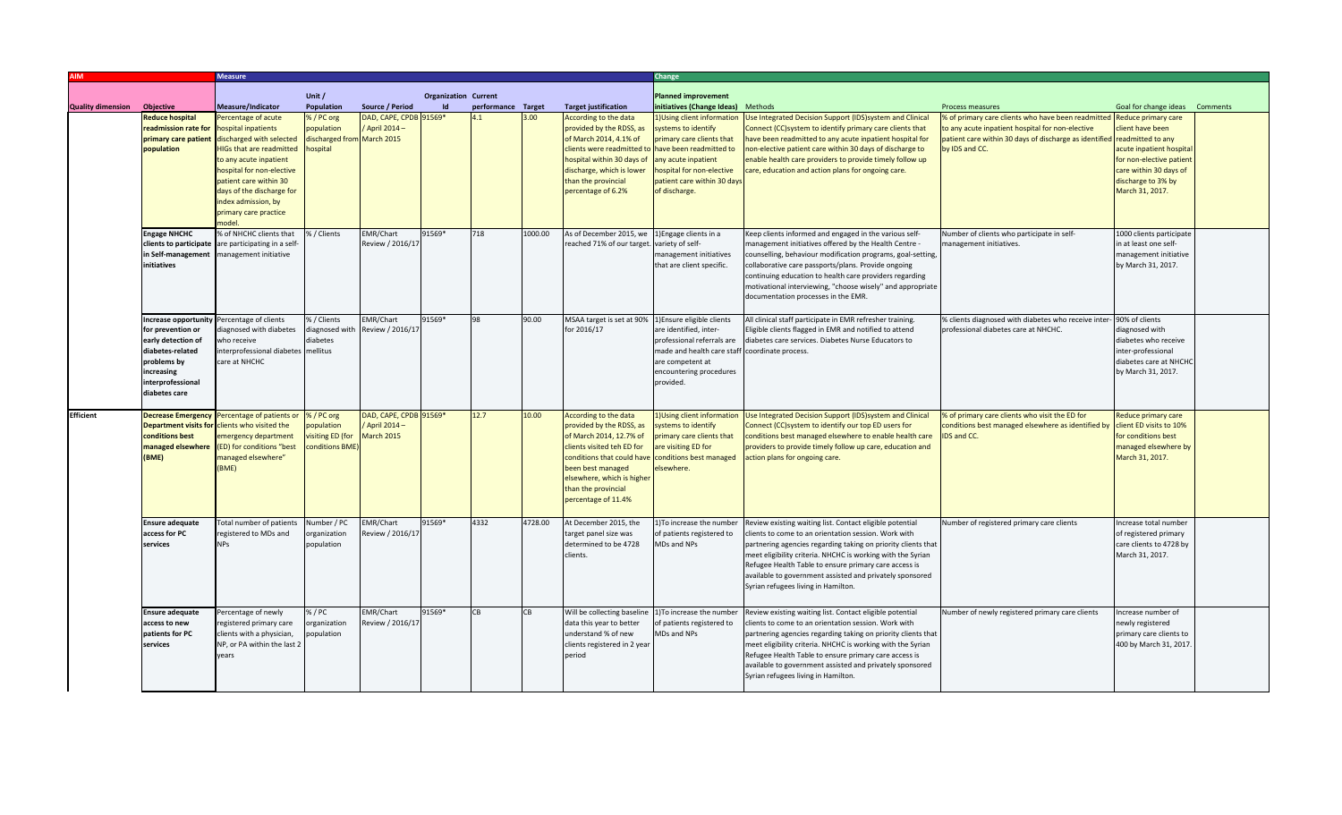| AIM | | Measure | | | | | | | Change | | | | |
|---|---|---|---|---|---|---|---|---|---|---|---|---|---|
| Quality dimension | Objective | Measure/Indicator | Unit / Population | Source / Period | Organization Id | Current performance | Target | Target justification | Planned improvement initiatives (Change Ideas) | Methods | Process measures | Goal for change ideas | Comments |
| | Reduce hospital readmission rate for primary care patient population | Percentage of acute hospital inpatients discharged with selected HIGs that are readmitted to any acute inpatient hospital for non-elective patient care within 30 days of the discharge for index admission, by primary care practice model. | % / PC org population discharged from hospital | DAD, CAPE, CPDB / April 2014 – March 2015 | 91569* | 4.1 | 3.00 | According to the data provided by the RDSS, as of March 2014, 4.1% of clients were readmitted to hospital within 30 days of discharge, which is lower than the provincial percentage of 6.2% | 1)Using client information systems to identify primary care clients that have been readmitted to any acute inpatient hospital for non-elective patient care within 30 days of discharge. | Use Integrated Decision Support (IDS)system and Clinical Connect (CC)system to identify primary care clients that have been readmitted to any acute inpatient hospital for non-elective patient care within 30 days of discharge to enable health care providers to provide timely follow up care, education and action plans for ongoing care. | % of primary care clients who have been readmitted to any acute inpatient hospital for non-elective patient care within 30 days of discharge as identified by IDS and CC. | Reduce primary care client have been readmitted to any acute inpatient hospital for non-elective patient care within 30 days of discharge to 3% by March 31, 2017. | |
| | Engage NHCHC clients to participate in Self-management initiatives | % of NHCHC clients that are participating in a self-management initiative | % / Clients | EMR/Chart Review / 2016/17 | 91569* | 718 | 1000.00 | As of December 2015, we reached 71% of our target. | 1)Engage clients in a variety of self-management initiatives that are client specific. | Keep clients informed and engaged in the various self-management initiatives offered by the Health Centre - counselling, behaviour modification programs, goal-setting, collaborative care passports/plans. Provide ongoing continuing education to health care providers regarding motivational interviewing, "choose wisely" and appropriate documentation processes in the EMR. | Number of clients who participate in self-management initiatives. | 1000 clients participate in at least one self-management initiative by March 31, 2017. | |
| | Increase opportunity for prevention or early detection of diabetes-related problems by increasing interprofessional diabetes care | Percentage of clients diagnosed with diabetes who receive interprofessional diabetes care at NHCHC | % / Clients diagnosed with diabetes mellitus | EMR/Chart Review / 2016/17 | 91569* | 98 | 90.00 | MSAA target is set at 90% for 2016/17 | 1)Ensure eligible clients are identified, inter-professional referrals are made and health care staff are competent at encountering procedures provided. | All clinical staff participate in EMR refresher training. Eligible clients flagged in EMR and notified to attend diabetes care services. Diabetes Nurse Educators to coordinate process. | % clients diagnosed with diabetes who receive inter-professional diabetes care at NHCHC. | 90% of clients diagnosed with diabetes who receive inter-professional diabetes care at NHCHC by March 31, 2017. | |
| Efficient | Decrease Emergency Department visits for conditions best managed elsewhere (BME) | Percentage of patients or clients who visited the emergency department (ED) for conditions "best managed elsewhere" (BME) | % / PC org population visiting ED (for conditions BME) | DAD, CAPE, CPDB / April 2014 – March 2015 | 91569* | 12.7 | 10.00 | According to the data provided by the RDSS, as of March 2014, 12.7% of clients visited teh ED for conditions that could have been best managed elsewhere, which is higher than the provincial percentage of 11.4% | 1)Using client information systems to identify primary care clients that are visiting ED for conditions best managed elsewhere. | Use Integrated Decision Support (IDS)system and Clinical Connect (CC)system to identify our top ED users for conditions best managed elsewhere to enable health care providers to provide timely follow up care, education and action plans for ongoing care. | % of primary care clients who visit the ED for conditions best managed elsewhere as identified by IDS and CC. | Reduce primary care client ED visits to 10% for conditions best managed elsewhere by March 31, 2017. | |
| | Ensure adequate access for PC services | Total number of patients registered to MDs and NPs | Number / PC organization population | EMR/Chart Review / 2016/17 | 91569* | 4332 | 4728.00 | At December 2015, the target panel size was determined to be 4728 clients. | 1)To increase the number of patients registered to MDs and NPs | Review existing waiting list. Contact eligible potential clients to come to an orientation session. Work with partnering agencies regarding taking on priority clients that meet eligibility criteria. NHCHC is working with the Syrian Refugee Health Table to ensure primary care access is available to government assisted and privately sponsored Syrian refugees living in Hamilton. | Number of registered primary care clients | Increase total number of registered primary care clients to 4728 by March 31, 2017. | |
| | Ensure adequate access to new patients for PC services | Percentage of newly registered primary care clients with a physician, NP, or PA within the last 2 years | % / PC organization population | EMR/Chart Review / 2016/17 | 91569* | CB | CB | Will be collecting baseline data this year to better understand % of new clients registered in 2 year period | 1)To increase the number of patients registered to MDs and NPs | Review existing waiting list. Contact eligible potential clients to come to an orientation session. Work with partnering agencies regarding taking on priority clients that meet eligibility criteria. NHCHC is working with the Syrian Refugee Health Table to ensure primary care access is available to government assisted and privately sponsored Syrian refugees living in Hamilton. | Number of newly registered primary care clients | Increase number of newly registered primary care clients to 400 by March 31, 2017. | |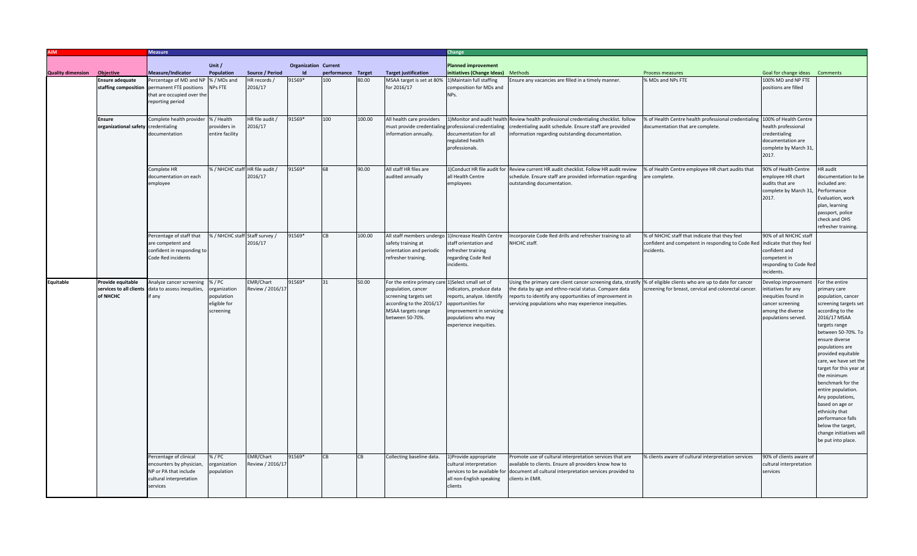| AIM | | Measure | | | | | | | Change | | | | |
|---|---|---|---|---|---|---|---|---|---|---|---|---|---|
| Quality dimension | Objective | Measure/Indicator | Unit / Population | Source / Period | Organization Id | Current performance | Target | Target justification | Planned improvement initiatives (Change Ideas) | Methods | Process measures | Goal for change ideas | Comments |
| | Ensure adequate staffing composition | Percentage of MD and NP permanent FTE positions that are occupied over the reporting period | % / MDs and NPs FTE | HR records / 2016/17 | 91569* | 100 | 80.00 | MSAA target is set at 80% for 2016/17 | 1)Maintain full staffing composition for MDs and NPs. | Ensure any vacancies are filled in a timely manner. | % MDs and NPs FTE | 100% MD and NP FTE positions are filled | |
| | Ensure organizational safety | Complete health provider credentialing documentation | % / Health providers in entire facility | HR file audit / 2016/17 | 91569* | 100 | 100.00 | All health care providers must provide credentialing information annually. | 1)Monitor and audit health professional credentialing documentation for all regulated health professionals. | Review health professional credentialing checklist. follow credentialing audit schedule. Ensure staff are provided information regarding outstanding documentation. | % of Health Centre health professional credentialing documentation that are complete. | 100% of Health Centre health professional credentialing documentation are complete by March 31, 2017. | |
| | | Complete HR documentation on each employee | % / NHCHC staff | HR file audit / 2016/17 | 91569* | 68 | 90.00 | All staff HR files are audited annually | 1)Conduct HR file audit for all Health Centre employees | Review current HR audit checklist. Follow HR audit review schedule. Ensure staff are provided information regarding outstanding documentation. | % of Health Centre employee HR chart audits that are complete. | 90% of Health Centre employee HR chart audits that are complete by March 31, 2017. | HR audit documentation to be included are: Performance Evaluation, work plan, learning passport, police check and OHS refresher training. |
| | | Percentage of staff that are competent and confident in responding to Code Red incidents | % / NHCHC staff | Staff survey / 2016/17 | 91569* | CB | 100.00 | All staff members undergo safety training at orientation and periodic refresher training. | 1)Increase Health Centre staff orientation and refresher training regarding Code Red incidents. | Incorporate Code Red drills and refresher training to all NHCHC staff. | % of NHCHC staff that indicate that they feel confident and competent in responding to Code Red incidents. | 90% of all NHCHC staff indicate that they feel confident and competent in responding to Code Red incidents. | |
| Equitable | Provide equitable services to all clients of NHCHC | Analyze cancer screening data to assess inequities, if any | % / PC organization population eligible for screening | EMR/Chart Review / 2016/17 | 91569* | 31 | 50.00 | For the entire primary care population, cancer screening targets set according to the 2016/17 MSAA targets range between 50-70%. | 1)Select small set of indicators, produce data reports, analyze. Identify opportunities for improvement in servicing populations who may experience inequities. | Using the primary care client cancer screening data, stratify the data by age and ethno-racial status. Compare data reports to identify any opportunities of improvement in servicing populations who may experience inequities. | % of eligible clients who are up to date for cancer screening for breast, cervical and colorectal cancer. | Develop improvement initiatives for any inequities found in cancer screening among the diverse populations served. | For the entire primary care population, cancer screening targets set according to the 2016/17 MSAA targets range between 50-70%. To ensure diverse populations are provided equitable care, we have set the target for this year at the minimum benchmark for the entire population. Any populations, based on age or ethnicity that performance falls below the target, change initiatives will be put into place. |
| | | Percentage of clinical encounters by physician, NP or PA that include cultural interpretation services | % / PC organization population | EMR/Chart Review / 2016/17 | 91569* | CB | CB | Collecting baseline data. | 1)Provide appropriate cultural interpretation services to be available for all non-English speaking clients | Promote use of cultural interpretation services that are available to clients. Ensure all providers know how to document all cultural interpretation services provided to clients in EMR. | % clients aware of cultural interpretation services | 90% of clients aware of cultural interpretation services | |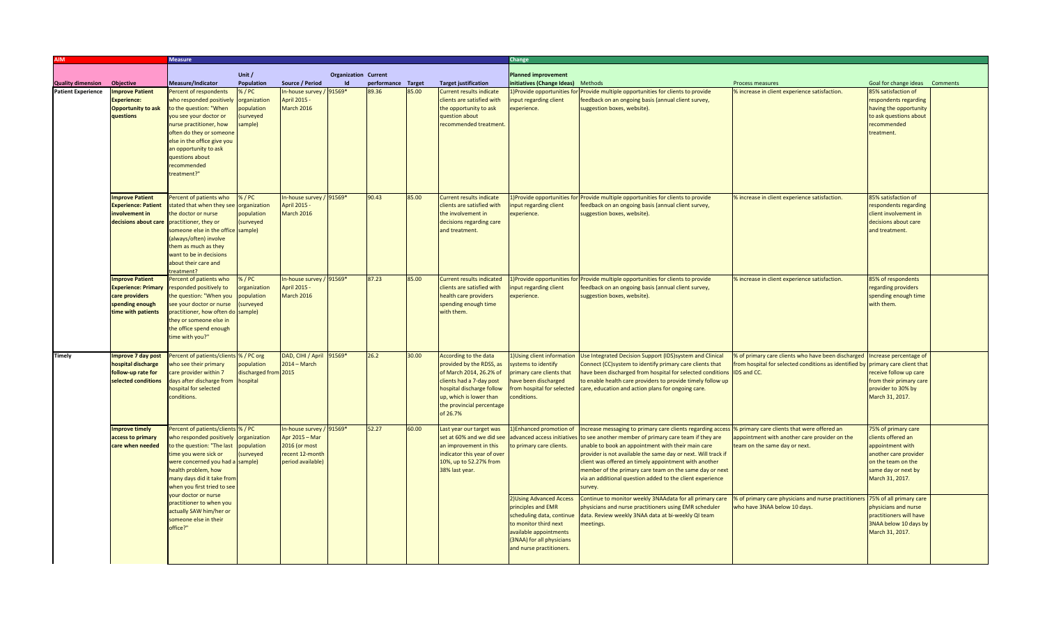| AIM | | Measure | | | | | | | Change | | | | |
|---|---|---|---|---|---|---|---|---|---|---|---|---|---|
| Quality dimension | Objective | Measure/Indicator | Unit / Population | Source / Period | Organization Id | Current performance | Target | Target justification | Planned improvement initiatives (Change Ideas) | Methods | Process measures | Goal for change ideas | Comments |
| Patient Experience | Improve Patient Experience: Opportunity to ask questions | Percent of respondents who responded positively to the question: "When you see your doctor or nurse practitioner, how often do they or someone else in the office give you an opportunity to ask questions about recommended treatment?" | % / PC organization population (surveyed sample) | In-house survey / April 2015 - March 2016 | 91569* | 89.36 | 85.00 | Current results indicate clients are satisfied with the opportunity to ask question about recommended treatment. | 1)Provide opportunities for input regarding client experience. | Provide multiple opportunities for clients to provide feedback on an ongoing basis (annual client survey, suggestion boxes, website). | % increase in client experience satisfaction. | 85% satisfaction of respondents regarding having the opportunity to ask questions about recommended treatment. | |
| | Improve Patient Experience: Patient involvement in decisions about care | Percent of patients who stated that when they see the doctor or nurse practitioner, they or someone else in the office (always/often) involve them as much as they want to be in decisions about their care and treatment? | % / PC organization population (surveyed sample) | In-house survey / April 2015 - March 2016 | 91569* | 90.43 | 85.00 | Current results indicate clients are satisfied with the involvement in decisions regarding care and treatment. | 1)Provide opportunities for input regarding client experience. | Provide multiple opportunities for clients to provide feedback on an ongoing basis (annual client survey, suggestion boxes, website). | % increase in client experience satisfaction. | 85% satisfaction of respondents regarding client involvement in decisions about care and treatment. | |
| | Improve Patient Experience: Primary care providers spending enough time with patients | Percent of patients who responded positively to the question: "When you see your doctor or nurse practitioner, how often do they or someone else in the office spend enough time with you?" | % / PC organization population (surveyed sample) | In-house survey / April 2015 - March 2016 | 91569* | 87.23 | 85.00 | Current results indicated clients are satisfied with health care providers spending enough time with them. | 1)Provide opportunities for input regarding client experience. | Provide multiple opportunities for clients to provide feedback on an ongoing basis (annual client survey, suggestion boxes, website). | % increase in client experience satisfaction. | 85% of respondents regarding providers spending enough time with them. | |
| Timely | Improve 7 day post hospital discharge follow-up rate for selected conditions | Percent of patients/clients who see their primary care provider within 7 days after discharge from hospital for selected conditions. | % / PC org population discharged from hospital | DAD, CIHI / April 2014 – March 2015 | 91569* | 26.2 | 30.00 | According to the data provided by the RDSS, as of March 2014, 26.2% of clients had a 7-day post hospital discharge follow up, which is lower than the provincial percentage of 26.7% | 1)Using client information systems to identify primary care clients that have been discharged from hospital for selected conditions. | Use Integrated Decision Support (IDS)system and Clinical Connect (CC)system to identify primary care clients that have been discharged from hospital for selected conditions to enable health care providers to provide timely follow up care, education and action plans for ongoing care. | % of primary care clients who have been discharged from hospital for selected conditions as identified by IDS and CC. | Increase percentage of primary care client that receive follow up care from their primary care provider to 30% by March 31, 2017. | |
| | Improve timely access to primary care when needed | Percent of patients/clients who responded positively to the question: "The last time you were sick or were concerned you had a health problem, how many days did it take from when you first tried to see your doctor or nurse practitioner to when you actually SAW him/her or someone else in their office?" | % / PC organization population (surveyed sample) | In-house survey / Apr 2015 – Mar 2016 (or most recent 12-month period available) | 91569* | 52.27 | 60.00 | Last year our target was set at 60% and we did see an improvement in this indicator this year of over 10%, up to 52.27% from 38% last year. | 1)Enhanced promotion of advanced access initiatives to primary care clients. | Increase messaging to primary care clients regarding access to see another member of primary care team if they are unable to book an appointment with their main care provider is not available the same day or next. Will track if client was offered an timely appointment with another member of the primary care team on the same day or next via an additional question added to the client experience survey. | % primary care clients that were offered an appointment with another care provider on the team on the same day or next. | 75% of primary care clients offered an appointment with another care provider on the team on the same day or next by March 31, 2017. | |
| | | | | | | | | | 2)Using Advanced Access principles and EMR scheduling data, continue to monitor third next available appointments (3NAA) for all physicians and nurse practitioners. | Continue to monitor weekly 3NAAdata for all primary care physicians and nurse practitioners using EMR scheduler data. Review weekly 3NAA data at bi-weekly QI team meetings. | % of primary care physicians and nurse practitioners who have 3NAA below 10 days. | 75% of all primary care physicians and nurse practitioners will have 3NAA below 10 days by March 31, 2017. | |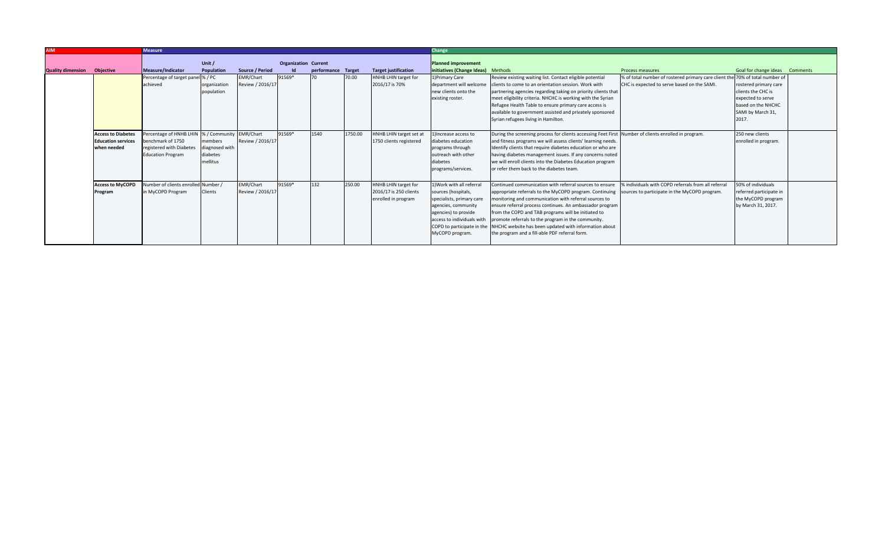| AIM | | Measure | | | | | | | Change | | | | |
|---|---|---|---|---|---|---|---|---|---|---|---|---|---|
| Quality dimension | Objective | Measure/Indicator | Unit / Population | Source / Period | Organization Id | Current performance | Target | Target justification | Planned improvement initiatives (Change Ideas) | Methods | Process measures | Goal for change ideas | Comments |
| | | Percentage of target panel achieved | % / PC organization population | EMR/Chart Review / 2016/17 | 91569* | 70 | 70.00 | HNHB LHIN target for 2016/17 is 70% | 1)Primary Care department will welcome new clients onto the existing roster. | Review existing waiting list. Contact eligible potential clients to come to an orientation session. Work with partnering agencies regarding taking on priority clients that meet eligibility criteria. NHCHC is working with the Syrian Refugee Health Table to ensure primary care access is available to government assisted and privately sponsored Syrian refugees living in Hamilton. | % of total number of rostered primary care client the CHC is expected to serve based on the SAMI. | 70% of total number of rostered primary care clients the CHC is expected to serve based on the NHCHC SAMI by March 31, 2017. | |
| | Access to Diabetes Education services when needed | Percentage of HNHB LHIN benchmark of 1750 registered with Diabetes Education Program | % / Community members diagnosed with diabetes mellitus | EMR/Chart Review / 2016/17 | 91569* | 1540 | 1750.00 | HNHB LHIN target set at 1750 clients registered | 1)Increase access to diabetes education programs through outreach with other diabetes programs/services. | During the screening process for clients accessing Feet First and fitness programs we will assess clients' learning needs. Identify clients that require diabetes education or who are having diabetes management issues. If any concerns noted we will enroll clients into the Diabetes Education program or refer them back to the diabetes team. | Number of clients enrolled in program. | 250 new clients enrolled in program. | |
| | Access to MyCOPD Program | Number of clients enrolled in MyCOPD Program | Number / Clients | EMR/Chart Review / 2016/17 | 91569* | 132 | 250.00 | HNHB LHIN target for 2016/17 is 250 clients enrolled in program | 1)Work with all referral sources (hospitals, specialists, primary care agencies, community agencies) to provide access to individuals with COPD to participate in the MyCOPD program. | Continued communication with referral sources to ensure appropriate referrals to the MyCOPD program. Continuing monitoring and communication with referral sources to ensure referral process continues. An ambassador program from the COPD and TAB programs will be initiated to promote referrals to the program in the community. NHCHC website has been updated with information about the program and a fill-able PDF referral form. | % individuals with COPD referrals from all referral sources to participate in the MyCOPD program. | 50% of individuals referred participate in the MyCOPD program by March 31, 2017. | |